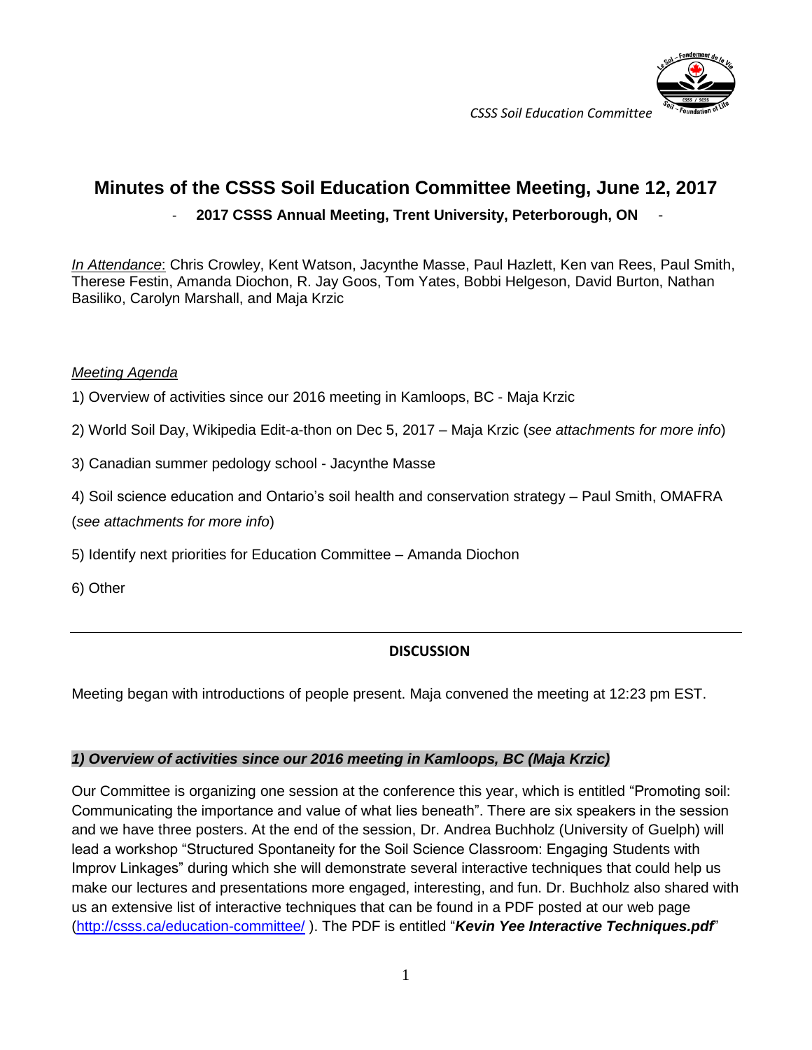# Minutes of the CSSS Soil Education Committee Meeting, June 12, 2017

**- 2017 CSSS Annual Meeting, Trent University, Peterborough, ON -**

*In Attendance*: Chris Crowley, Kent Watson, Jacynthe Masse, Paul Hazlett, Ken van Rees, Paul Smith, Therese Festin, Amanda Diochon, R. Jay Goos, Tom Yates, Bobbi Helgeson, David Burton, Nathan Basiliko, Carolyn Marshall, and Maja Krzic

*Meeting Agenda*

1) Overview of activities since our 2016 meeting in Kamloops, BC - Maja Krzic

2) World Soil Day, Wikipedia Edit-a-thon on Dec 5, 2017 – Maja Krzic (*see attachments for more info*)

3) Canadian summer pedology school - Jacynthe Masse

4) Soil science education and Ontario's soil health and conservation strategy – Paul Smith, OMAFRA (*see attachments for more info*)

5) Identify next priorities for Education Committee – Amanda Diochon

6) Other

---

**DISCUSSION**

Meeting began with introductions of people present. Maja convened the meeting at 12:23 pm EST.

### *1) Overview of activities since our 2016 meeting in Kamloops, BC (Maja Krzic)*

Our Committee is organizing one session at the conference this year, which is entitled "Promoting soil: Communicating the importance and value of what lies beneath". There are six speakers in the session and we have three posters. At the end of the session, Dr. Andrea Buchholz (University of Guelph) will lead a workshop "Structured Spontaneity for the Soil Science Classroom: Engaging Students with Improv Linkages" during which she will demonstrate several interactive techniques that could help us make our lectures and presentations more engaged, interesting, and fun. Dr. Buchholz also shared with us an extensive list of interactive techniques that can be found in a PDF posted at our web page (http://csss.ca/education-committee/ ). The PDF is entitled "***Kevin Yee Interactive Techniques.pdf***"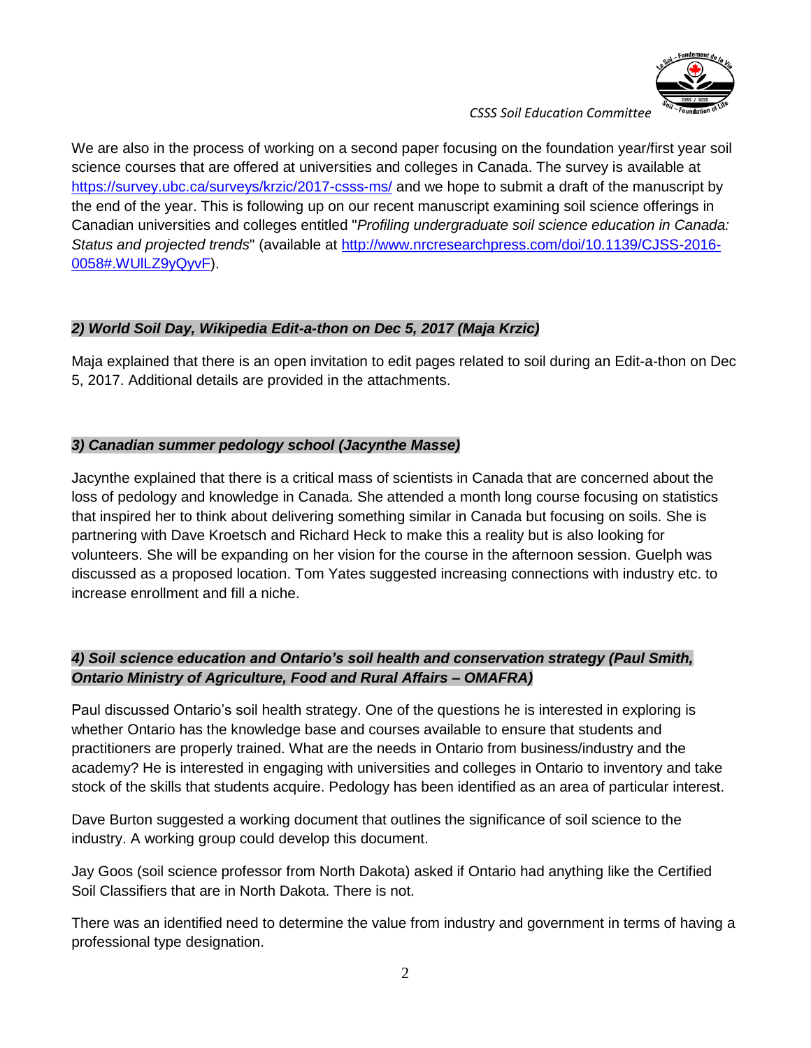We are also in the process of working on a second paper focusing on the foundation year/first year soil science courses that are offered at universities and colleges in Canada. The survey is available at https://survey.ubc.ca/surveys/krzic/2017-csss-ms/ and we hope to submit a draft of the manuscript by the end of the year. This is following up on our recent manuscript examining soil science offerings in Canadian universities and colleges entitled "*Profiling undergraduate soil science education in Canada: Status and projected trends*" (available at http://www.nrcresearchpress.com/doi/10.1139/CJSS-2016-0058#.WUlLZ9yQyvF).

***2) World Soil Day, Wikipedia Edit-a-thon on Dec 5, 2017 (Maja Krzic)***

Maja explained that there is an open invitation to edit pages related to soil during an Edit-a-thon on Dec 5, 2017. Additional details are provided in the attachments.

***3) Canadian summer pedology school (Jacynthe Masse)***

Jacynthe explained that there is a critical mass of scientists in Canada that are concerned about the loss of pedology and knowledge in Canada. She attended a month long course focusing on statistics that inspired her to think about delivering something similar in Canada but focusing on soils. She is partnering with Dave Kroetsch and Richard Heck to make this a reality but is also looking for volunteers. She will be expanding on her vision for the course in the afternoon session. Guelph was discussed as a proposed location. Tom Yates suggested increasing connections with industry etc. to increase enrollment and fill a niche.

***4) Soil science education and Ontario's soil health and conservation strategy (Paul Smith, Ontario Ministry of Agriculture, Food and Rural Affairs – OMAFRA)***

Paul discussed Ontario's soil health strategy. One of the questions he is interested in exploring is whether Ontario has the knowledge base and courses available to ensure that students and practitioners are properly trained. What are the needs in Ontario from business/industry and the academy? He is interested in engaging with universities and colleges in Ontario to inventory and take stock of the skills that students acquire. Pedology has been identified as an area of particular interest.

Dave Burton suggested a working document that outlines the significance of soil science to the industry. A working group could develop this document.

Jay Goos (soil science professor from North Dakota) asked if Ontario had anything like the Certified Soil Classifiers that are in North Dakota. There is not.

There was an identified need to determine the value from industry and government in terms of having a professional type designation.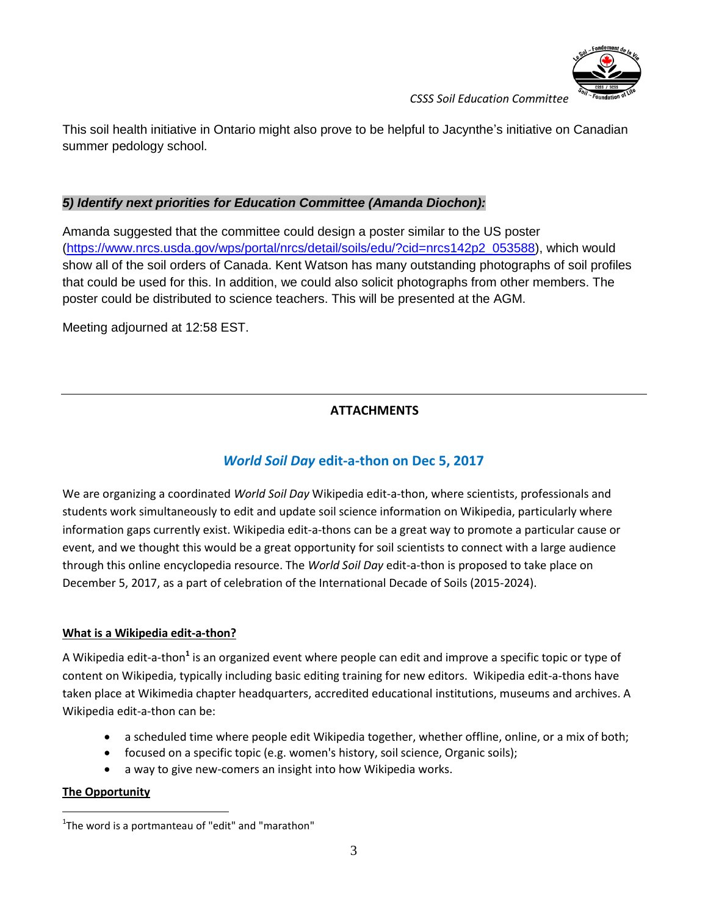This soil health initiative in Ontario might also prove to be helpful to Jacynthe's initiative on Canadian summer pedology school.

### *5) Identify next priorities for Education Committee (Amanda Diochon):*

Amanda suggested that the committee could design a poster similar to the US poster (https://www.nrcs.usda.gov/wps/portal/nrcs/detail/soils/edu/?cid=nrcs142p2_053588), which would show all of the soil orders of Canada. Kent Watson has many outstanding photographs of soil profiles that could be used for this. In addition, we could also solicit photographs from other members. The poster could be distributed to science teachers. This will be presented at the AGM.

Meeting adjourned at 12:58 EST.

---

## ATTACHMENTS

## *World Soil Day* edit-a-thon on Dec 5, 2017

We are organizing a coordinated *World Soil Day* Wikipedia edit-a-thon, where scientists, professionals and students work simultaneously to edit and update soil science information on Wikipedia, particularly where information gaps currently exist. Wikipedia edit-a-thons can be a great way to promote a particular cause or event, and we thought this would be a great opportunity for soil scientists to connect with a large audience through this online encyclopedia resource. The *World Soil Day* edit-a-thon is proposed to take place on December 5, 2017, as a part of celebration of the International Decade of Soils (2015-2024).

**What is a Wikipedia edit-a-thon?**

A Wikipedia edit-a-thon[1] is an organized event where people can edit and improve a specific topic or type of content on Wikipedia, typically including basic editing training for new editors. Wikipedia edit-a-thons have taken place at Wikimedia chapter headquarters, accredited educational institutions, museums and archives. A Wikipedia edit-a-thon can be:

- a scheduled time where people edit Wikipedia together, whether offline, online, or a mix of both;
- focused on a specific topic (e.g. women's history, soil science, Organic soils);
- a way to give new-comers an insight into how Wikipedia works.

**The Opportunity**

[1] The word is a portmanteau of "edit" and "marathon"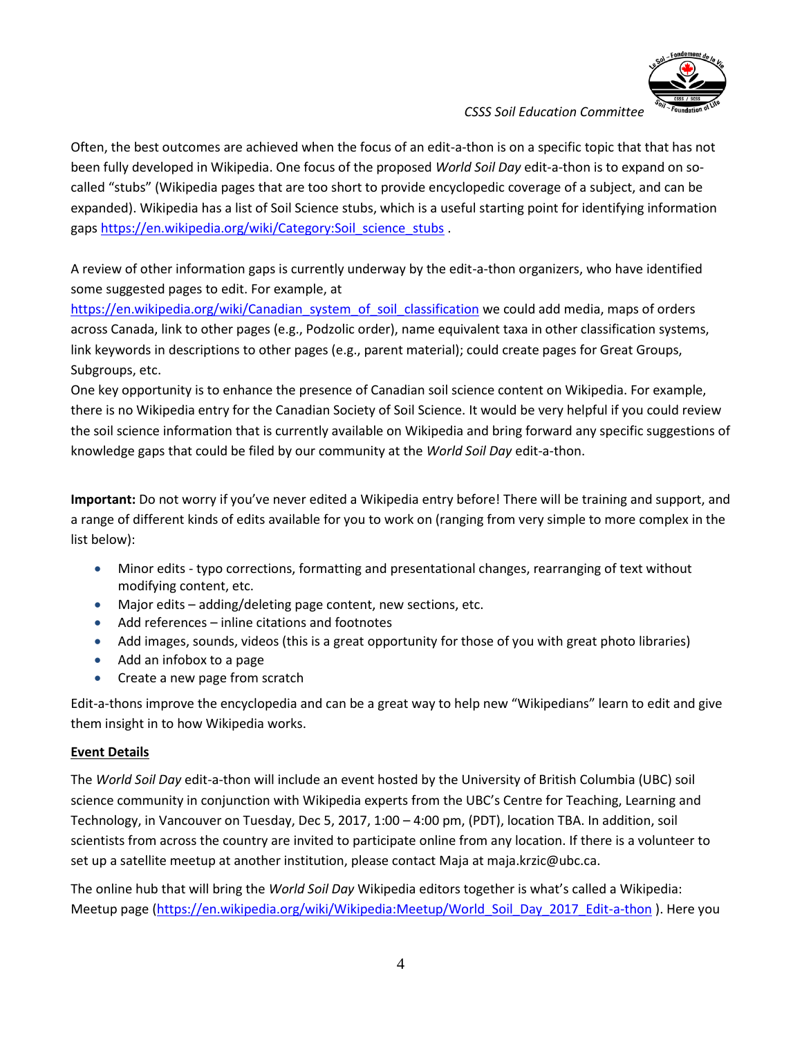Often, the best outcomes are achieved when the focus of an edit-a-thon is on a specific topic that that has not been fully developed in Wikipedia. One focus of the proposed *World Soil Day* edit-a-thon is to expand on so-called "stubs" (Wikipedia pages that are too short to provide encyclopedic coverage of a subject, and can be expanded). Wikipedia has a list of Soil Science stubs, which is a useful starting point for identifying information gaps https://en.wikipedia.org/wiki/Category:Soil_science_stubs .

A review of other information gaps is currently underway by the edit-a-thon organizers, who have identified some suggested pages to edit. For example, at https://en.wikipedia.org/wiki/Canadian_system_of_soil_classification we could add media, maps of orders across Canada, link to other pages (e.g., Podzolic order), name equivalent taxa in other classification systems, link keywords in descriptions to other pages (e.g., parent material); could create pages for Great Groups, Subgroups, etc.
One key opportunity is to enhance the presence of Canadian soil science content on Wikipedia. For example, there is no Wikipedia entry for the Canadian Society of Soil Science. It would be very helpful if you could review the soil science information that is currently available on Wikipedia and bring forward any specific suggestions of knowledge gaps that could be filed by our community at the *World Soil Day* edit-a-thon.

**Important:** Do not worry if you've never edited a Wikipedia entry before! There will be training and support, and a range of different kinds of edits available for you to work on (ranging from very simple to more complex in the list below):

- Minor edits - typo corrections, formatting and presentational changes, rearranging of text without modifying content, etc.
- Major edits – adding/deleting page content, new sections, etc.
- Add references – inline citations and footnotes
- Add images, sounds, videos (this is a great opportunity for those of you with great photo libraries)
- Add an infobox to a page
- Create a new page from scratch

Edit-a-thons improve the encyclopedia and can be a great way to help new "Wikipedians" learn to edit and give them insight in to how Wikipedia works.

**Event Details**

The *World Soil Day* edit-a-thon will include an event hosted by the University of British Columbia (UBC) soil science community in conjunction with Wikipedia experts from the UBC's Centre for Teaching, Learning and Technology, in Vancouver on Tuesday, Dec 5, 2017, 1:00 – 4:00 pm, (PDT), location TBA. In addition, soil scientists from across the country are invited to participate online from any location. If there is a volunteer to set up a satellite meetup at another institution, please contact Maja at maja.krzic@ubc.ca.

The online hub that will bring the *World Soil Day* Wikipedia editors together is what's called a Wikipedia: Meetup page (https://en.wikipedia.org/wiki/Wikipedia:Meetup/World_Soil_Day_2017_Edit-a-thon ). Here you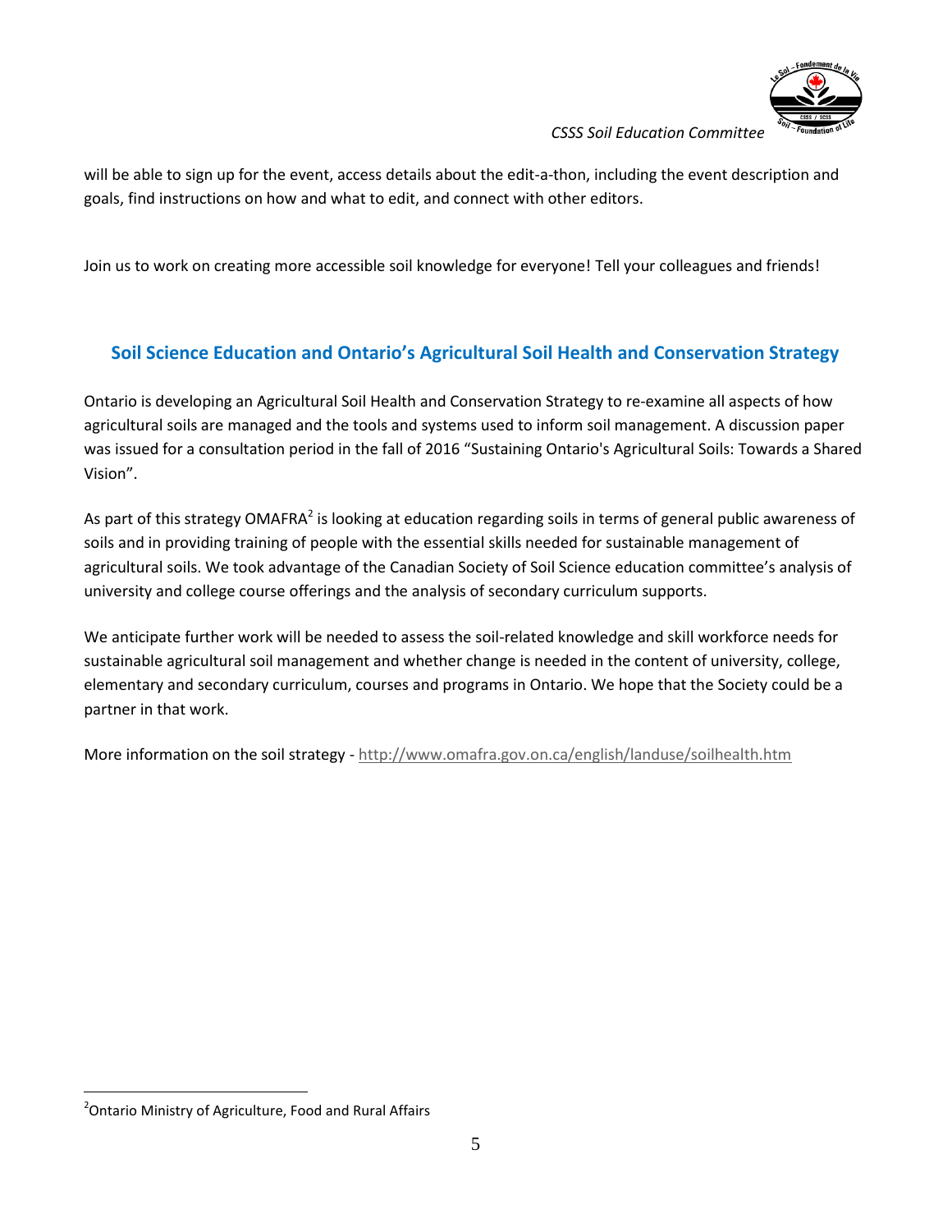will be able to sign up for the event, access details about the edit-a-thon, including the event description and goals, find instructions on how and what to edit, and connect with other editors.

Join us to work on creating more accessible soil knowledge for everyone! Tell your colleagues and friends!

## Soil Science Education and Ontario's Agricultural Soil Health and Conservation Strategy

Ontario is developing an Agricultural Soil Health and Conservation Strategy to re-examine all aspects of how agricultural soils are managed and the tools and systems used to inform soil management. A discussion paper was issued for a consultation period in the fall of 2016 "Sustaining Ontario's Agricultural Soils: Towards a Shared Vision".

As part of this strategy OMAFRA[2] is looking at education regarding soils in terms of general public awareness of soils and in providing training of people with the essential skills needed for sustainable management of agricultural soils. We took advantage of the Canadian Society of Soil Science education committee's analysis of university and college course offerings and the analysis of secondary curriculum supports.

We anticipate further work will be needed to assess the soil-related knowledge and skill workforce needs for sustainable agricultural soil management and whether change is needed in the content of university, college, elementary and secondary curriculum, courses and programs in Ontario. We hope that the Society could be a partner in that work.

More information on the soil strategy - http://www.omafra.gov.on.ca/english/landuse/soilhealth.htm

---

[2] Ontario Ministry of Agriculture, Food and Rural Affairs